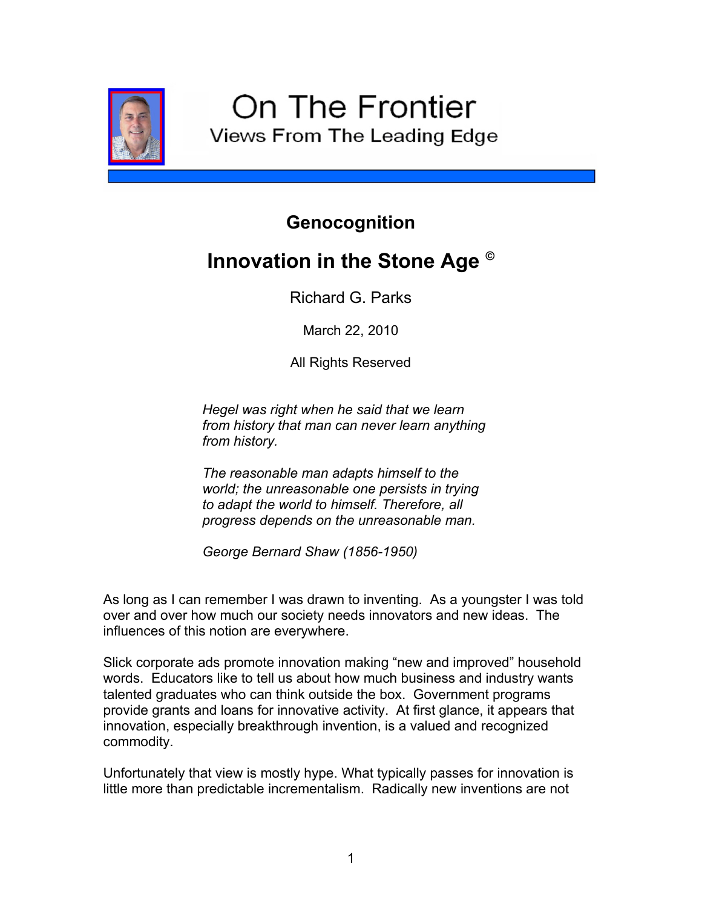On The Frontier

Views From The Leading Edge

## Genocognition

# Innovation in the Stone Age ©

Richard G. Parks

March 22, 2010

All Rights Reserved

*Hegel was right when he said that we learn from history that man can never learn anything from history.*

*The reasonable man adapts himself to the world; the unreasonable one persists in trying to adapt the world to himself. Therefore, all progress depends on the unreasonable man.*

*George Bernard Shaw (1856-1950)*

As long as I can remember I was drawn to inventing. As a youngster I was told over and over how much our society needs innovators and new ideas. The influences of this notion are everywhere.

Slick corporate ads promote innovation making "new and improved" household words. Educators like to tell us about how much business and industry wants talented graduates who can think outside the box. Government programs provide grants and loans for innovative activity. At first glance, it appears that innovation, especially breakthrough invention, is a valued and recognized commodity.

Unfortunately that view is mostly hype. What typically passes for innovation is little more than predictable incrementalism. Radically new inventions are not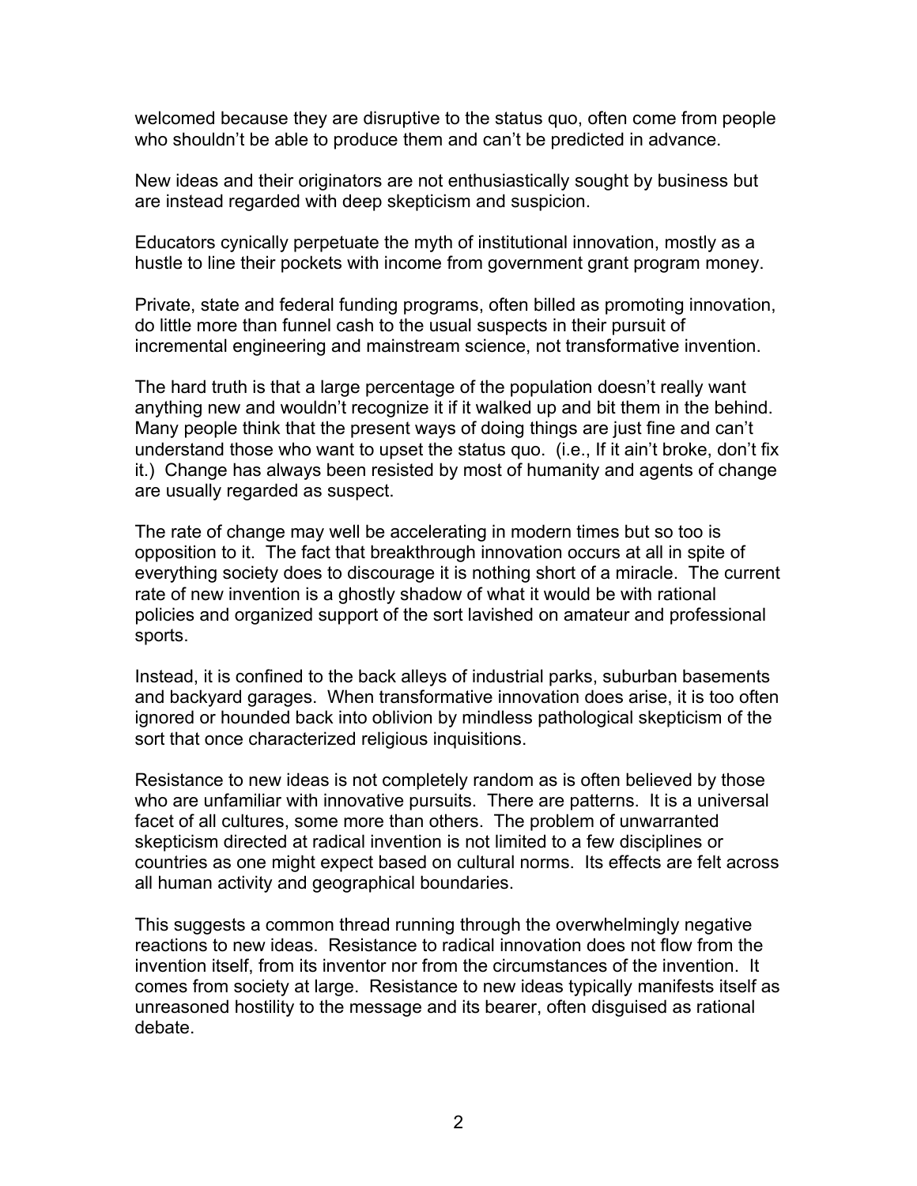welcomed because they are disruptive to the status quo, often come from people who shouldn't be able to produce them and can't be predicted in advance.

New ideas and their originators are not enthusiastically sought by business but are instead regarded with deep skepticism and suspicion.

Educators cynically perpetuate the myth of institutional innovation, mostly as a hustle to line their pockets with income from government grant program money.

Private, state and federal funding programs, often billed as promoting innovation, do little more than funnel cash to the usual suspects in their pursuit of incremental engineering and mainstream science, not transformative invention.

The hard truth is that a large percentage of the population doesn't really want anything new and wouldn't recognize it if it walked up and bit them in the behind. Many people think that the present ways of doing things are just fine and can't understand those who want to upset the status quo. (i.e., If it ain't broke, don't fix it.) Change has always been resisted by most of humanity and agents of change are usually regarded as suspect.

The rate of change may well be accelerating in modern times but so too is opposition to it. The fact that breakthrough innovation occurs at all in spite of everything society does to discourage it is nothing short of a miracle. The current rate of new invention is a ghostly shadow of what it would be with rational policies and organized support of the sort lavished on amateur and professional sports.

Instead, it is confined to the back alleys of industrial parks, suburban basements and backyard garages. When transformative innovation does arise, it is too often ignored or hounded back into oblivion by mindless pathological skepticism of the sort that once characterized religious inquisitions.

Resistance to new ideas is not completely random as is often believed by those who are unfamiliar with innovative pursuits. There are patterns. It is a universal facet of all cultures, some more than others. The problem of unwarranted skepticism directed at radical invention is not limited to a few disciplines or countries as one might expect based on cultural norms. Its effects are felt across all human activity and geographical boundaries.

This suggests a common thread running through the overwhelmingly negative reactions to new ideas. Resistance to radical innovation does not flow from the invention itself, from its inventor nor from the circumstances of the invention. It comes from society at large. Resistance to new ideas typically manifests itself as unreasoned hostility to the message and its bearer, often disguised as rational debate.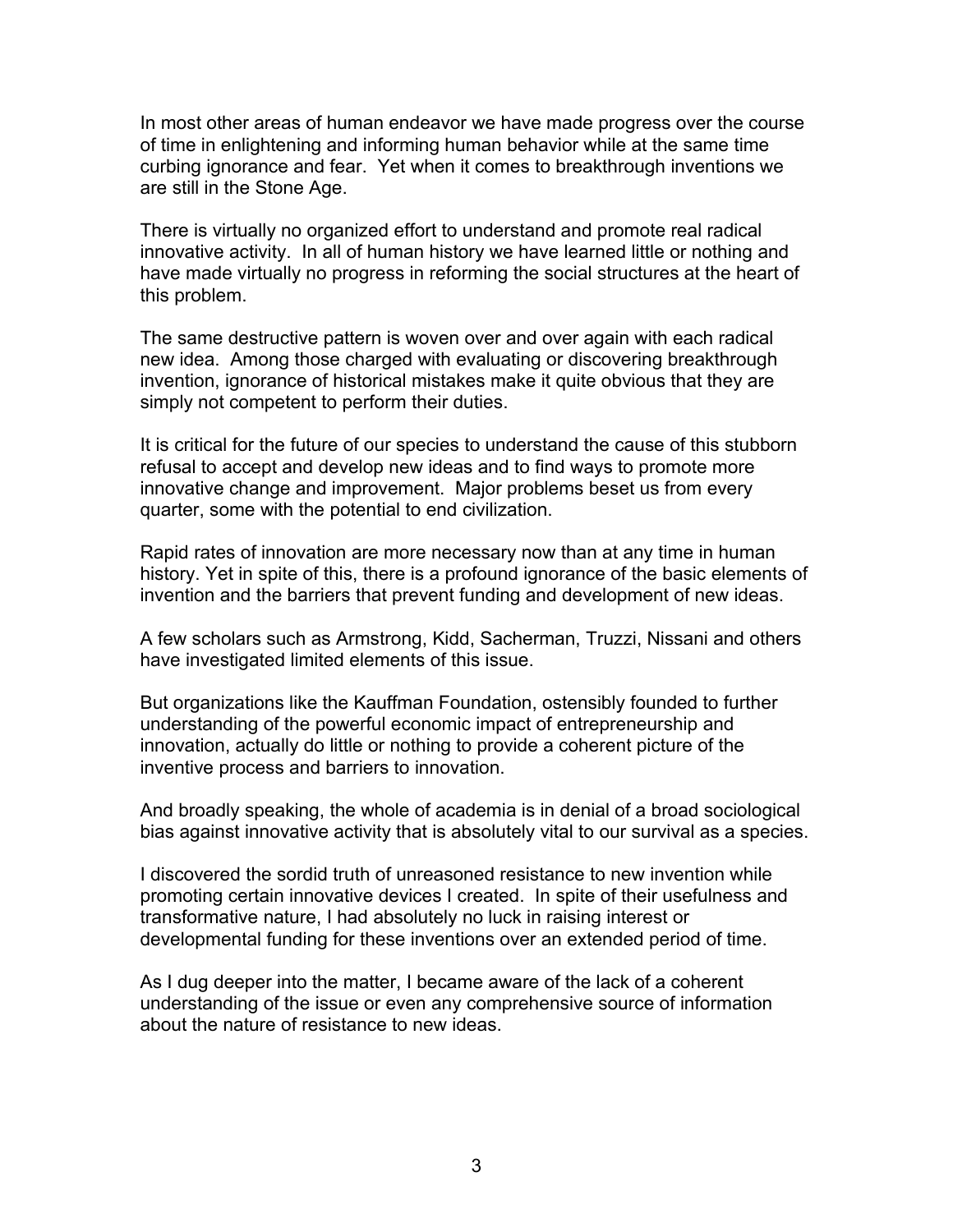In most other areas of human endeavor we have made progress over the course of time in enlightening and informing human behavior while at the same time curbing ignorance and fear. Yet when it comes to breakthrough inventions we are still in the Stone Age.

There is virtually no organized effort to understand and promote real radical innovative activity. In all of human history we have learned little or nothing and have made virtually no progress in reforming the social structures at the heart of this problem.

The same destructive pattern is woven over and over again with each radical new idea. Among those charged with evaluating or discovering breakthrough invention, ignorance of historical mistakes make it quite obvious that they are simply not competent to perform their duties.

It is critical for the future of our species to understand the cause of this stubborn refusal to accept and develop new ideas and to find ways to promote more innovative change and improvement. Major problems beset us from every quarter, some with the potential to end civilization.

Rapid rates of innovation are more necessary now than at any time in human history. Yet in spite of this, there is a profound ignorance of the basic elements of invention and the barriers that prevent funding and development of new ideas.

A few scholars such as Armstrong, Kidd, Sacherman, Truzzi, Nissani and others have investigated limited elements of this issue.

But organizations like the Kauffman Foundation, ostensibly founded to further understanding of the powerful economic impact of entrepreneurship and innovation, actually do little or nothing to provide a coherent picture of the inventive process and barriers to innovation.

And broadly speaking, the whole of academia is in denial of a broad sociological bias against innovative activity that is absolutely vital to our survival as a species.

I discovered the sordid truth of unreasoned resistance to new invention while promoting certain innovative devices I created. In spite of their usefulness and transformative nature, I had absolutely no luck in raising interest or developmental funding for these inventions over an extended period of time.

As I dug deeper into the matter, I became aware of the lack of a coherent understanding of the issue or even any comprehensive source of information about the nature of resistance to new ideas.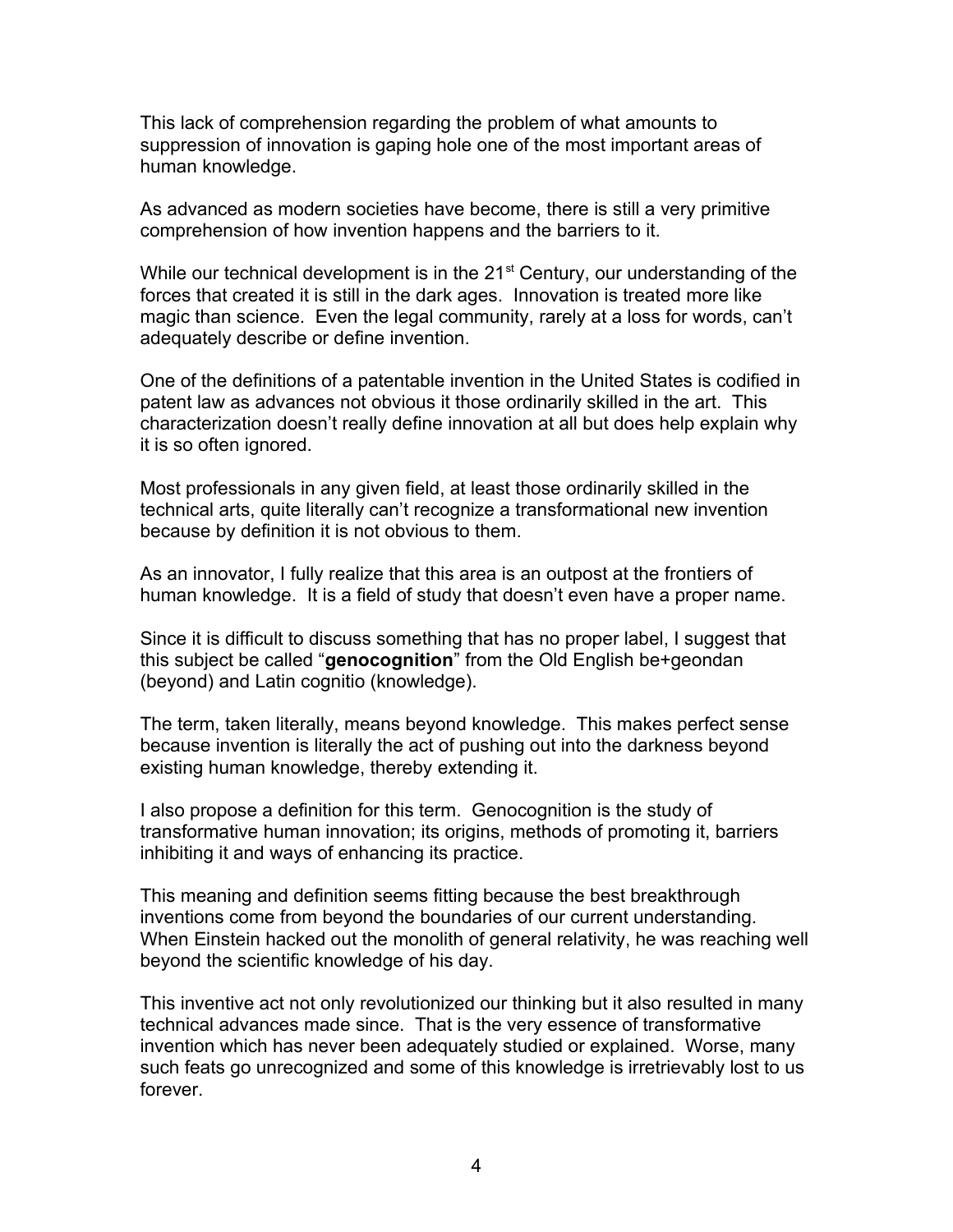This lack of comprehension regarding the problem of what amounts to suppression of innovation is gaping hole one of the most important areas of human knowledge.

As advanced as modern societies have become, there is still a very primitive comprehension of how invention happens and the barriers to it.

While our technical development is in the 21st Century, our understanding of the forces that created it is still in the dark ages. Innovation is treated more like magic than science. Even the legal community, rarely at a loss for words, can't adequately describe or define invention.

One of the definitions of a patentable invention in the United States is codified in patent law as advances not obvious it those ordinarily skilled in the art. This characterization doesn't really define innovation at all but does help explain why it is so often ignored.

Most professionals in any given field, at least those ordinarily skilled in the technical arts, quite literally can't recognize a transformational new invention because by definition it is not obvious to them.

As an innovator, I fully realize that this area is an outpost at the frontiers of human knowledge. It is a field of study that doesn't even have a proper name.

Since it is difficult to discuss something that has no proper label, I suggest that this subject be called "**genocognition**" from the Old English be+geondan (beyond) and Latin cognitio (knowledge).

The term, taken literally, means beyond knowledge. This makes perfect sense because invention is literally the act of pushing out into the darkness beyond existing human knowledge, thereby extending it.

I also propose a definition for this term. Genocognition is the study of transformative human innovation; its origins, methods of promoting it, barriers inhibiting it and ways of enhancing its practice.

This meaning and definition seems fitting because the best breakthrough inventions come from beyond the boundaries of our current understanding. When Einstein hacked out the monolith of general relativity, he was reaching well beyond the scientific knowledge of his day.

This inventive act not only revolutionized our thinking but it also resulted in many technical advances made since. That is the very essence of transformative invention which has never been adequately studied or explained. Worse, many such feats go unrecognized and some of this knowledge is irretrievably lost to us forever.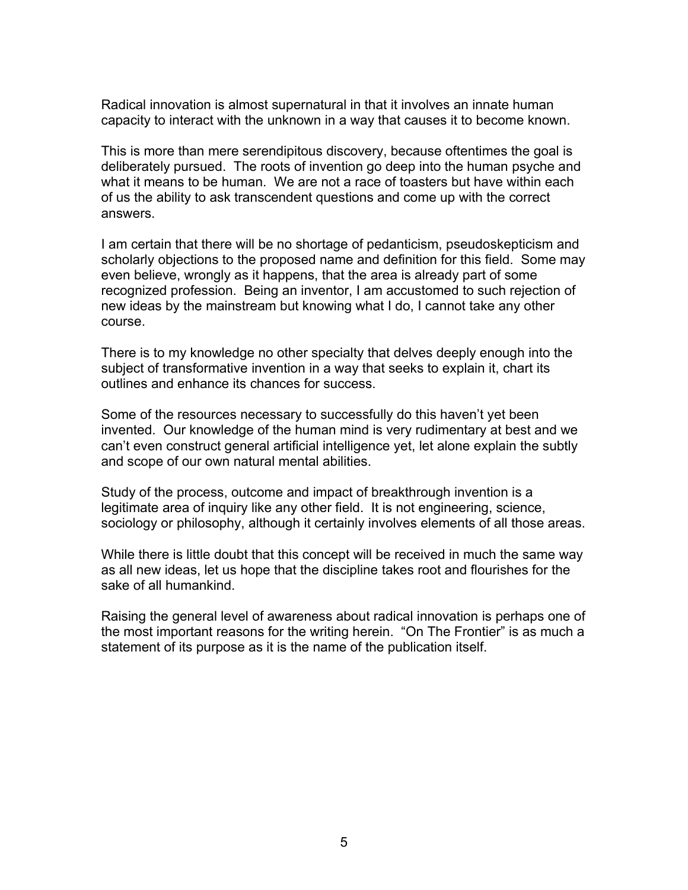Radical innovation is almost supernatural in that it involves an innate human capacity to interact with the unknown in a way that causes it to become known.

This is more than mere serendipitous discovery, because oftentimes the goal is deliberately pursued. The roots of invention go deep into the human psyche and what it means to be human. We are not a race of toasters but have within each of us the ability to ask transcendent questions and come up with the correct answers.

I am certain that there will be no shortage of pedanticism, pseudoskepticism and scholarly objections to the proposed name and definition for this field. Some may even believe, wrongly as it happens, that the area is already part of some recognized profession. Being an inventor, I am accustomed to such rejection of new ideas by the mainstream but knowing what I do, I cannot take any other course.

There is to my knowledge no other specialty that delves deeply enough into the subject of transformative invention in a way that seeks to explain it, chart its outlines and enhance its chances for success.

Some of the resources necessary to successfully do this haven't yet been invented. Our knowledge of the human mind is very rudimentary at best and we can't even construct general artificial intelligence yet, let alone explain the subtly and scope of our own natural mental abilities.

Study of the process, outcome and impact of breakthrough invention is a legitimate area of inquiry like any other field. It is not engineering, science, sociology or philosophy, although it certainly involves elements of all those areas.

While there is little doubt that this concept will be received in much the same way as all new ideas, let us hope that the discipline takes root and flourishes for the sake of all humankind.

Raising the general level of awareness about radical innovation is perhaps one of the most important reasons for the writing herein. "On The Frontier" is as much a statement of its purpose as it is the name of the publication itself.